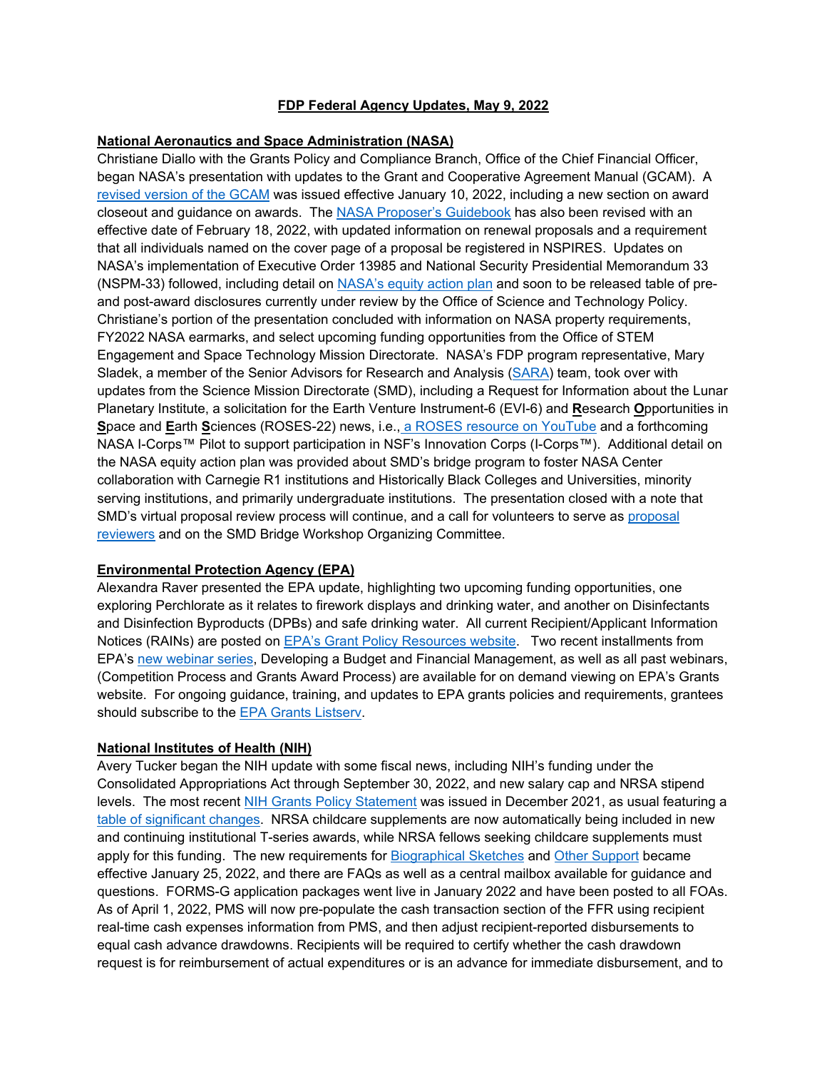# FDP Federal Agency Updates, May 9, 2022

## National Aeronautics and Space Administration (NASA)

Christiane Diallo with the Grants Policy and Compliance Branch, Office of the Chief Financial Officer, began NASA's presentation with updates to the Grant and Cooperative Agreement Manual (GCAM). A revised version of the GCAM was issued effective January 10, 2022, including a new section on award closeout and guidance on awards. The NASA Proposer's Guidebook has also been revised with an effective date of February 18, 2022, with updated information on renewal proposals and a requirement that all individuals named on the cover page of a proposal be registered in NSPIRES. Updates on NASA's implementation of Executive Order 13985 and National Security Presidential Memorandum 33 (NSPM-33) followed, including detail on NASA's equity action plan and soon to be released table of pre- and post-award disclosures currently under review by the Office of Science and Technology Policy. Christiane's portion of the presentation concluded with information on NASA property requirements, FY2022 NASA earmarks, and select upcoming funding opportunities from the Office of STEM Engagement and Space Technology Mission Directorate. NASA's FDP program representative, Mary Sladek, a member of the Senior Advisors for Research and Analysis (SARA) team, took over with updates from the Science Mission Directorate (SMD), including a Request for Information about the Lunar Planetary Institute, a solicitation for the Earth Venture Instrument-6 (EVI-6) and **R**esearch **O**pportunities in **S**pace and **E**arth **S**ciences (ROSES-22) news, i.e., a ROSES resource on YouTube and a forthcoming NASA I-Corps™ Pilot to support participation in NSF's Innovation Corps (I-Corps™). Additional detail on the NASA equity action plan was provided about SMD's bridge program to foster NASA Center collaboration with Carnegie R1 institutions and Historically Black Colleges and Universities, minority serving institutions, and primarily undergraduate institutions. The presentation closed with a note that SMD's virtual proposal review process will continue, and a call for volunteers to serve as proposal reviewers and on the SMD Bridge Workshop Organizing Committee.

## Environmental Protection Agency (EPA)

Alexandra Raver presented the EPA update, highlighting two upcoming funding opportunities, one exploring Perchlorate as it relates to firework displays and drinking water, and another on Disinfectants and Disinfection Byproducts (DPBs) and safe drinking water. All current Recipient/Applicant Information Notices (RAINs) are posted on EPA's Grant Policy Resources website. Two recent installments from EPA's new webinar series, Developing a Budget and Financial Management, as well as all past webinars, (Competition Process and Grants Award Process) are available for on demand viewing on EPA's Grants website. For ongoing guidance, training, and updates to EPA grants policies and requirements, grantees should subscribe to the EPA Grants Listserv.

## National Institutes of Health (NIH)

Avery Tucker began the NIH update with some fiscal news, including NIH's funding under the Consolidated Appropriations Act through September 30, 2022, and new salary cap and NRSA stipend levels. The most recent NIH Grants Policy Statement was issued in December 2021, as usual featuring a table of significant changes. NRSA childcare supplements are now automatically being included in new and continuing institutional T-series awards, while NRSA fellows seeking childcare supplements must apply for this funding. The new requirements for Biographical Sketches and Other Support became effective January 25, 2022, and there are FAQs as well as a central mailbox available for guidance and questions. FORMS-G application packages went live in January 2022 and have been posted to all FOAs. As of April 1, 2022, PMS will now pre-populate the cash transaction section of the FFR using recipient real-time cash expenses information from PMS, and then adjust recipient-reported disbursements to equal cash advance drawdowns. Recipients will be required to certify whether the cash drawdown request is for reimbursement of actual expenditures or is an advance for immediate disbursement, and to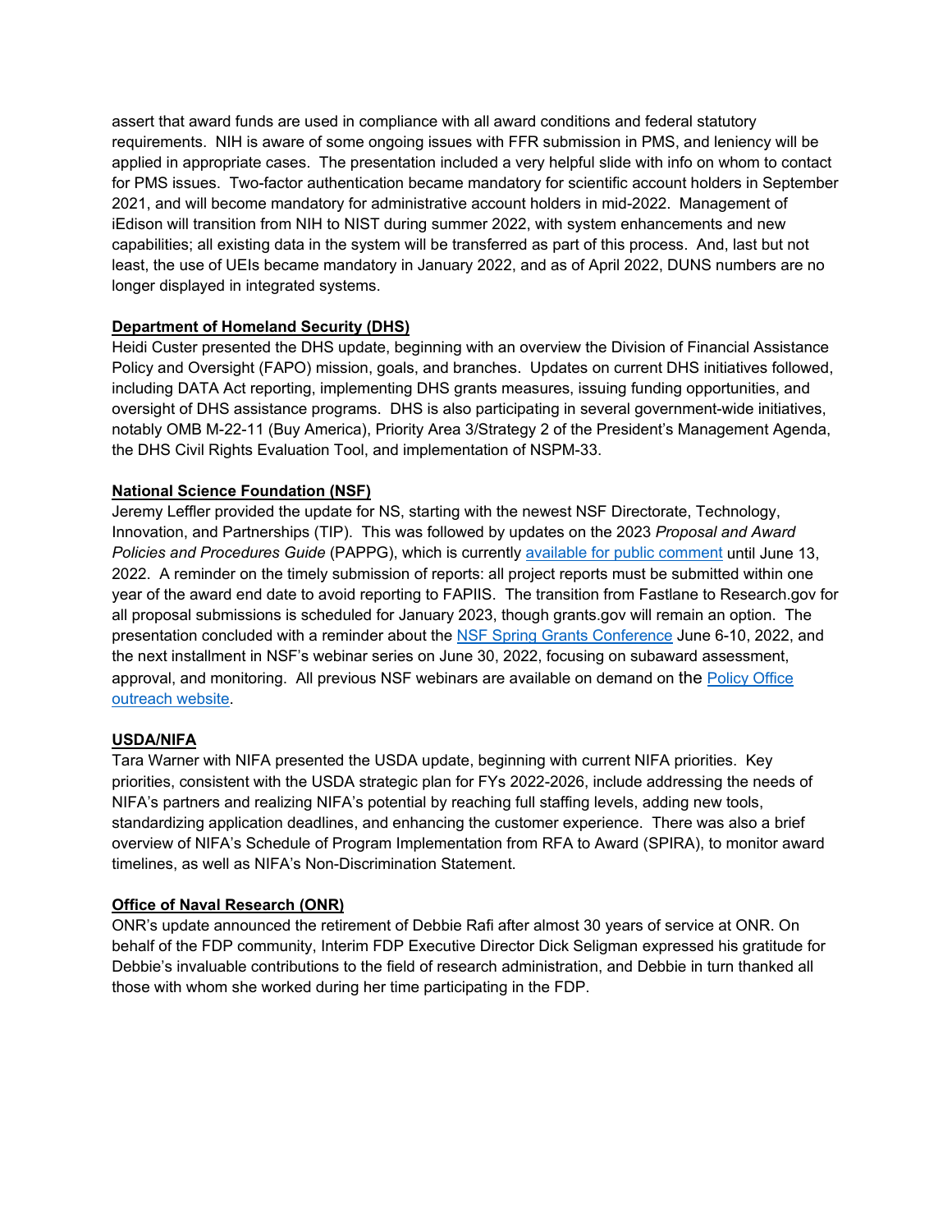assert that award funds are used in compliance with all award conditions and federal statutory requirements. NIH is aware of some ongoing issues with FFR submission in PMS, and leniency will be applied in appropriate cases. The presentation included a very helpful slide with info on whom to contact for PMS issues. Two-factor authentication became mandatory for scientific account holders in September 2021, and will become mandatory for administrative account holders in mid-2022. Management of iEdison will transition from NIH to NIST during summer 2022, with system enhancements and new capabilities; all existing data in the system will be transferred as part of this process. And, last but not least, the use of UEIs became mandatory in January 2022, and as of April 2022, DUNS numbers are no longer displayed in integrated systems.

**Department of Homeland Security (DHS)**

Heidi Custer presented the DHS update, beginning with an overview the Division of Financial Assistance Policy and Oversight (FAPO) mission, goals, and branches. Updates on current DHS initiatives followed, including DATA Act reporting, implementing DHS grants measures, issuing funding opportunities, and oversight of DHS assistance programs. DHS is also participating in several government-wide initiatives, notably OMB M-22-11 (Buy America), Priority Area 3/Strategy 2 of the President's Management Agenda, the DHS Civil Rights Evaluation Tool, and implementation of NSPM-33.

**National Science Foundation (NSF)**

Jeremy Leffler provided the update for NS, starting with the newest NSF Directorate, Technology, Innovation, and Partnerships (TIP). This was followed by updates on the 2023 *Proposal and Award Policies and Procedures Guide* (PAPPG), which is currently available for public comment until June 13, 2022. A reminder on the timely submission of reports: all project reports must be submitted within one year of the award end date to avoid reporting to FAPIIS. The transition from Fastlane to Research.gov for all proposal submissions is scheduled for January 2023, though grants.gov will remain an option. The presentation concluded with a reminder about the NSF Spring Grants Conference June 6-10, 2022, and the next installment in NSF's webinar series on June 30, 2022, focusing on subaward assessment, approval, and monitoring. All previous NSF webinars are available on demand on the Policy Office outreach website.

**USDA/NIFA**

Tara Warner with NIFA presented the USDA update, beginning with current NIFA priorities. Key priorities, consistent with the USDA strategic plan for FYs 2022-2026, include addressing the needs of NIFA's partners and realizing NIFA's potential by reaching full staffing levels, adding new tools, standardizing application deadlines, and enhancing the customer experience. There was also a brief overview of NIFA's Schedule of Program Implementation from RFA to Award (SPIRA), to monitor award timelines, as well as NIFA's Non-Discrimination Statement.

**Office of Naval Research (ONR)**

ONR's update announced the retirement of Debbie Rafi after almost 30 years of service at ONR. On behalf of the FDP community, Interim FDP Executive Director Dick Seligman expressed his gratitude for Debbie's invaluable contributions to the field of research administration, and Debbie in turn thanked all those with whom she worked during her time participating in the FDP.